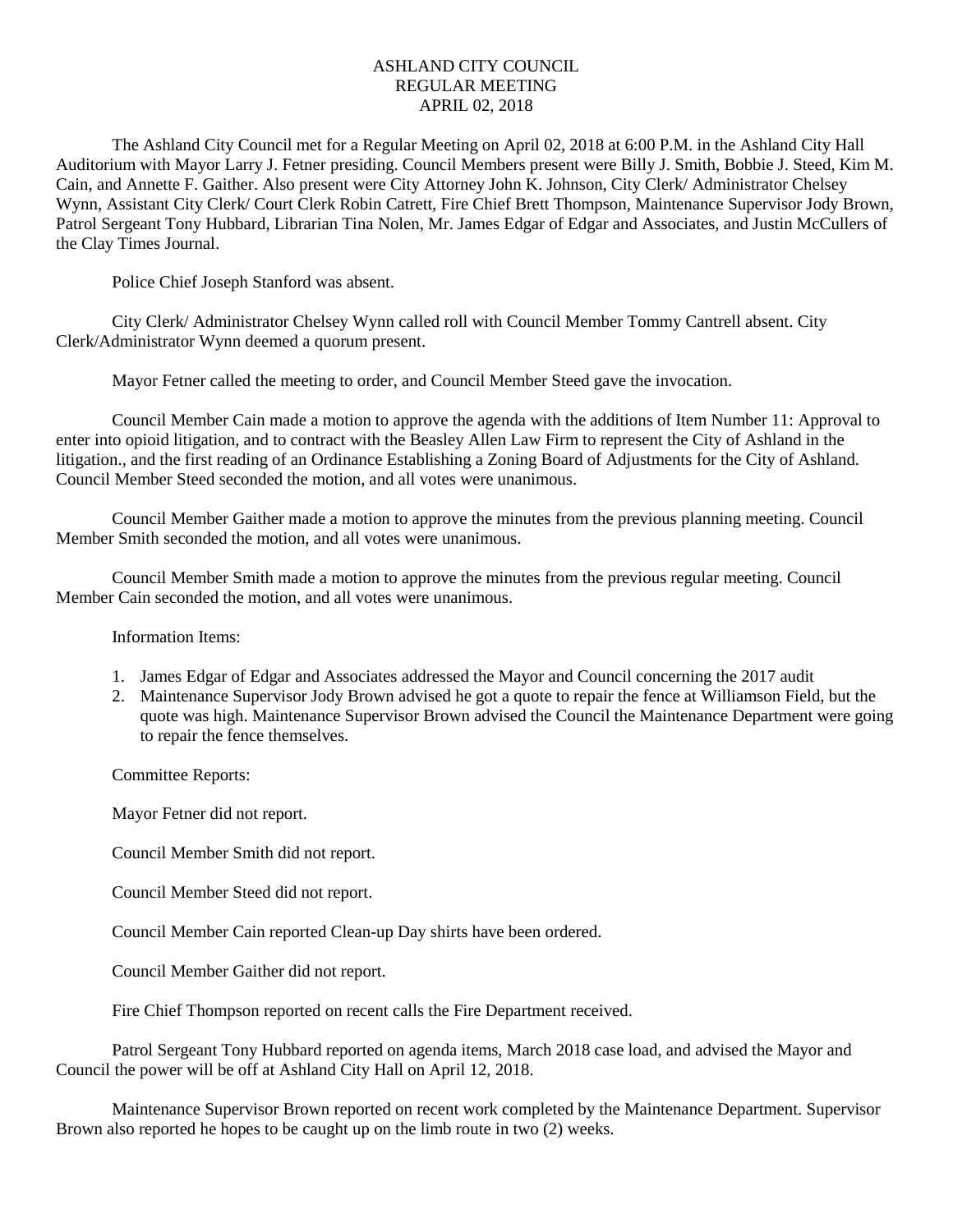# ASHLAND CITY COUNCIL
## REGULAR MEETING
## APRIL 02, 2018

The Ashland City Council met for a Regular Meeting on April 02, 2018 at 6:00 P.M. in the Ashland City Hall Auditorium with Mayor Larry J. Fetner presiding. Council Members present were Billy J. Smith, Bobbie J. Steed, Kim M. Cain, and Annette F. Gaither. Also present were City Attorney John K. Johnson, City Clerk/ Administrator Chelsey Wynn, Assistant City Clerk/ Court Clerk Robin Catrett, Fire Chief Brett Thompson, Maintenance Supervisor Jody Brown, Patrol Sergeant Tony Hubbard, Librarian Tina Nolen, Mr. James Edgar of Edgar and Associates, and Justin McCullers of the Clay Times Journal.

Police Chief Joseph Stanford was absent.

City Clerk/ Administrator Chelsey Wynn called roll with Council Member Tommy Cantrell absent. City Clerk/Administrator Wynn deemed a quorum present.

Mayor Fetner called the meeting to order, and Council Member Steed gave the invocation.

Council Member Cain made a motion to approve the agenda with the additions of Item Number 11: Approval to enter into opioid litigation, and to contract with the Beasley Allen Law Firm to represent the City of Ashland in the litigation., and the first reading of an Ordinance Establishing a Zoning Board of Adjustments for the City of Ashland. Council Member Steed seconded the motion, and all votes were unanimous.

Council Member Gaither made a motion to approve the minutes from the previous planning meeting. Council Member Smith seconded the motion, and all votes were unanimous.

Council Member Smith made a motion to approve the minutes from the previous regular meeting. Council Member Cain seconded the motion, and all votes were unanimous.

Information Items:

1. James Edgar of Edgar and Associates addressed the Mayor and Council concerning the 2017 audit
2. Maintenance Supervisor Jody Brown advised he got a quote to repair the fence at Williamson Field, but the quote was high. Maintenance Supervisor Brown advised the Council the Maintenance Department were going to repair the fence themselves.

Committee Reports:

Mayor Fetner did not report.

Council Member Smith did not report.

Council Member Steed did not report.

Council Member Cain reported Clean-up Day shirts have been ordered.

Council Member Gaither did not report.

Fire Chief Thompson reported on recent calls the Fire Department received.

Patrol Sergeant Tony Hubbard reported on agenda items, March 2018 case load, and advised the Mayor and Council the power will be off at Ashland City Hall on April 12, 2018.

Maintenance Supervisor Brown reported on recent work completed by the Maintenance Department. Supervisor Brown also reported he hopes to be caught up on the limb route in two (2) weeks.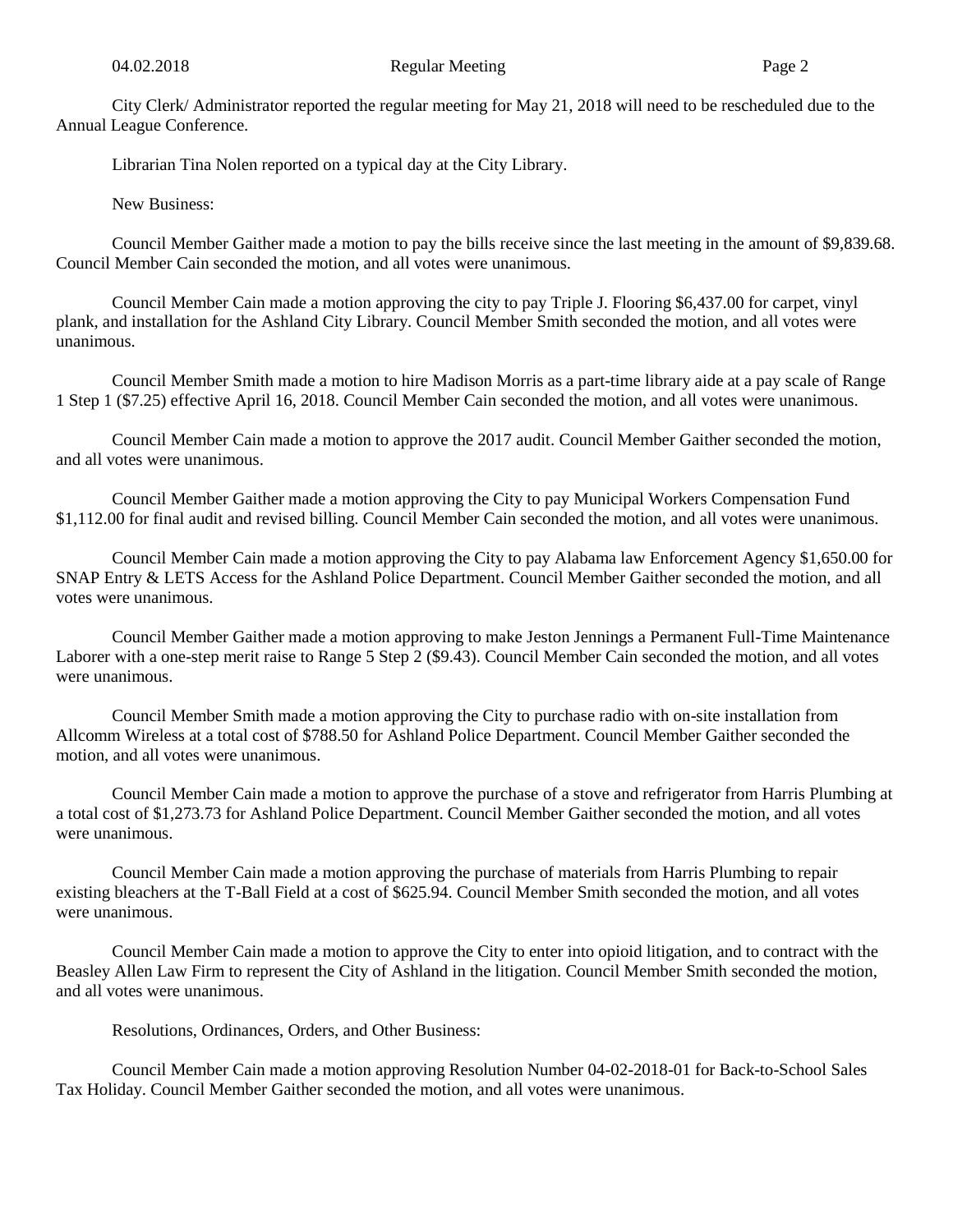City Clerk/ Administrator reported the regular meeting for May 21, 2018 will need to be rescheduled due to the Annual League Conference.

Librarian Tina Nolen reported on a typical day at the City Library.

New Business:

Council Member Gaither made a motion to pay the bills receive since the last meeting in the amount of $9,839.68. Council Member Cain seconded the motion, and all votes were unanimous.

Council Member Cain made a motion approving the city to pay Triple J. Flooring $6,437.00 for carpet, vinyl plank, and installation for the Ashland City Library. Council Member Smith seconded the motion, and all votes were unanimous.

Council Member Smith made a motion to hire Madison Morris as a part-time library aide at a pay scale of Range 1 Step 1 ($7.25) effective April 16, 2018. Council Member Cain seconded the motion, and all votes were unanimous.

Council Member Cain made a motion to approve the 2017 audit. Council Member Gaither seconded the motion, and all votes were unanimous.

Council Member Gaither made a motion approving the City to pay Municipal Workers Compensation Fund $1,112.00 for final audit and revised billing. Council Member Cain seconded the motion, and all votes were unanimous.

Council Member Cain made a motion approving the City to pay Alabama law Enforcement Agency $1,650.00 for SNAP Entry & LETS Access for the Ashland Police Department. Council Member Gaither seconded the motion, and all votes were unanimous.

Council Member Gaither made a motion approving to make Jeston Jennings a Permanent Full-Time Maintenance Laborer with a one-step merit raise to Range 5 Step 2 ($9.43). Council Member Cain seconded the motion, and all votes were unanimous.

Council Member Smith made a motion approving the City to purchase radio with on-site installation from Allcomm Wireless at a total cost of $788.50 for Ashland Police Department. Council Member Gaither seconded the motion, and all votes were unanimous.

Council Member Cain made a motion to approve the purchase of a stove and refrigerator from Harris Plumbing at a total cost of $1,273.73 for Ashland Police Department. Council Member Gaither seconded the motion, and all votes were unanimous.

Council Member Cain made a motion approving the purchase of materials from Harris Plumbing to repair existing bleachers at the T-Ball Field at a cost of $625.94. Council Member Smith seconded the motion, and all votes were unanimous.

Council Member Cain made a motion to approve the City to enter into opioid litigation, and to contract with the Beasley Allen Law Firm to represent the City of Ashland in the litigation. Council Member Smith seconded the motion, and all votes were unanimous.

Resolutions, Ordinances, Orders, and Other Business:

Council Member Cain made a motion approving Resolution Number 04-02-2018-01 for Back-to-School Sales Tax Holiday. Council Member Gaither seconded the motion, and all votes were unanimous.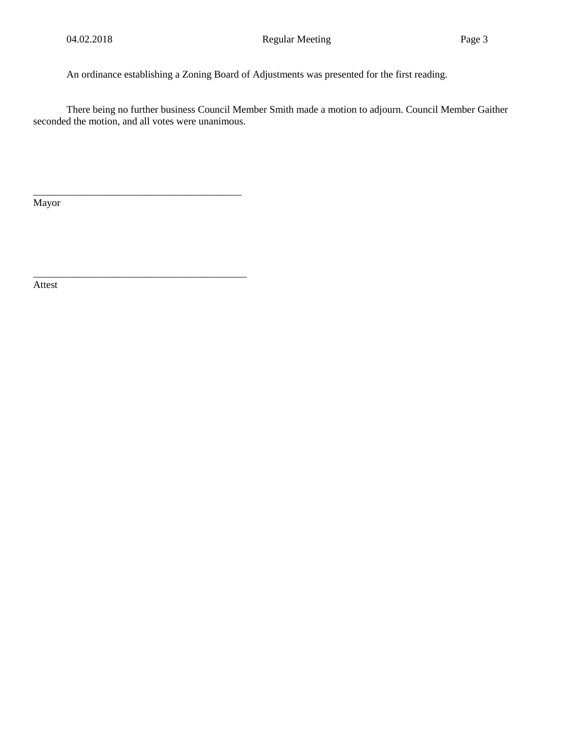An ordinance establishing a Zoning Board of Adjustments was presented for the first reading.

There being no further business Council Member Smith made a motion to adjourn. Council Member Gaither seconded the motion, and all votes were unanimous.

\_\_\_\_\_\_\_\_\_\_\_\_\_\_\_\_\_\_\_\_\_\_\_\_\_\_\_\_\_\_\_\_\_\_\_\_\_\_\_\_\_\_

Mayor

\_\_\_\_\_\_\_\_\_\_\_\_\_\_\_\_\_\_\_\_\_\_\_\_\_\_\_\_\_\_\_\_\_\_\_\_\_\_\_\_\_\_

Attest